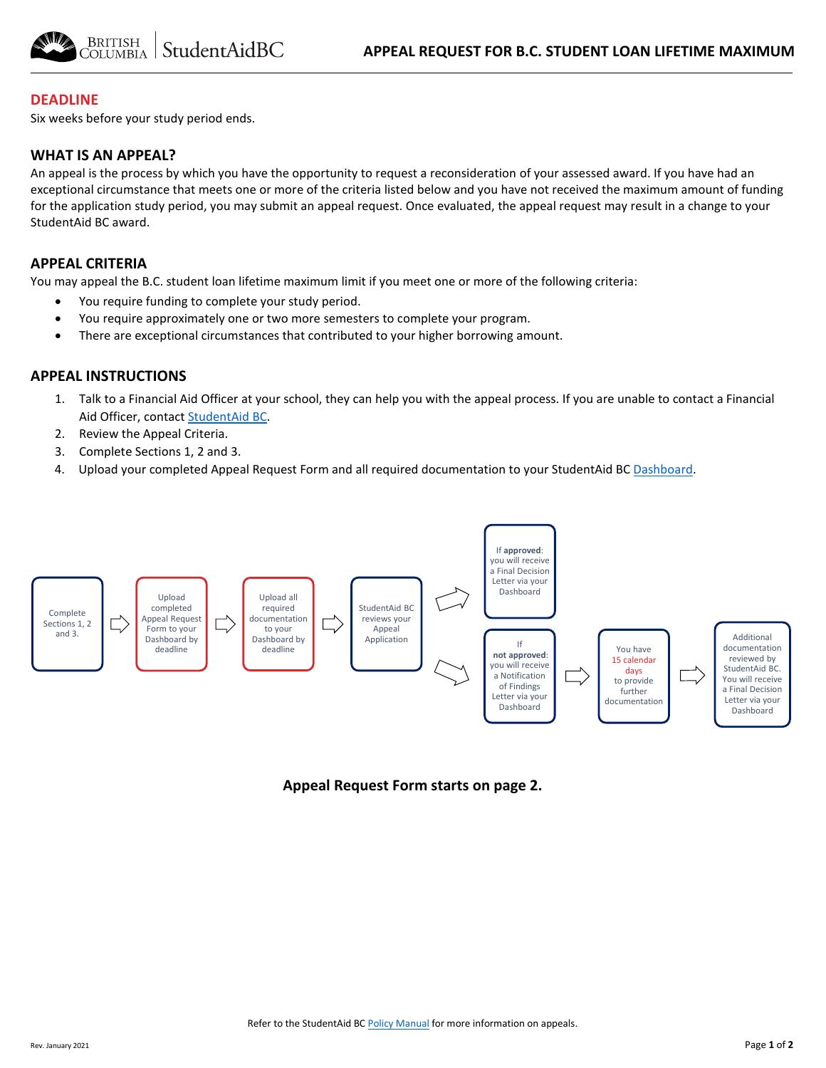# APPEAL REQUEST FOR B.C. STUDENT LOAN LIFETIME MAXIMUM

## DEADLINE

Six weeks before your study period ends.

## WHAT IS AN APPEAL?

An appeal is the process by which you have the opportunity to request a reconsideration of your assessed award. If you have had an exceptional circumstance that meets one or more of the criteria listed below and you have not received the maximum amount of funding for the application study period, you may submit an appeal request. Once evaluated, the appeal request may result in a change to your StudentAid BC award.

## APPEAL CRITERIA

You may appeal the B.C. student loan lifetime maximum limit if you meet one or more of the following criteria:

- You require funding to complete your study period.
- You require approximately one or two more semesters to complete your program.
- There are exceptional circumstances that contributed to your higher borrowing amount.

## APPEAL INSTRUCTIONS

1. Talk to a Financial Aid Officer at your school, they can help you with the appeal process. If you are unable to contact a Financial Aid Officer, contact StudentAid BC.
2. Review the Appeal Criteria.
3. Complete Sections 1, 2 and 3.
4. Upload your completed Appeal Request Form and all required documentation to your StudentAid BC Dashboard.

Complete Sections 1, 2 and 3. → Upload completed Appeal Request Form to your Dashboard by deadline → Upload all required documentation to your Dashboard by deadline → StudentAid BC reviews your Appeal Application

- If **approved**: you will receive a Final Decision Letter via your Dashboard
- If **not approved**: you will receive a Notification of Findings Letter via your Dashboard → You have 15 calendar days to provide further documentation → Additional documentation reviewed by StudentAid BC. You will receive a Final Decision Letter via your Dashboard

**Appeal Request Form starts on page 2.**

Refer to the StudentAid BC Policy Manual for more information on appeals.

Rev. January 2021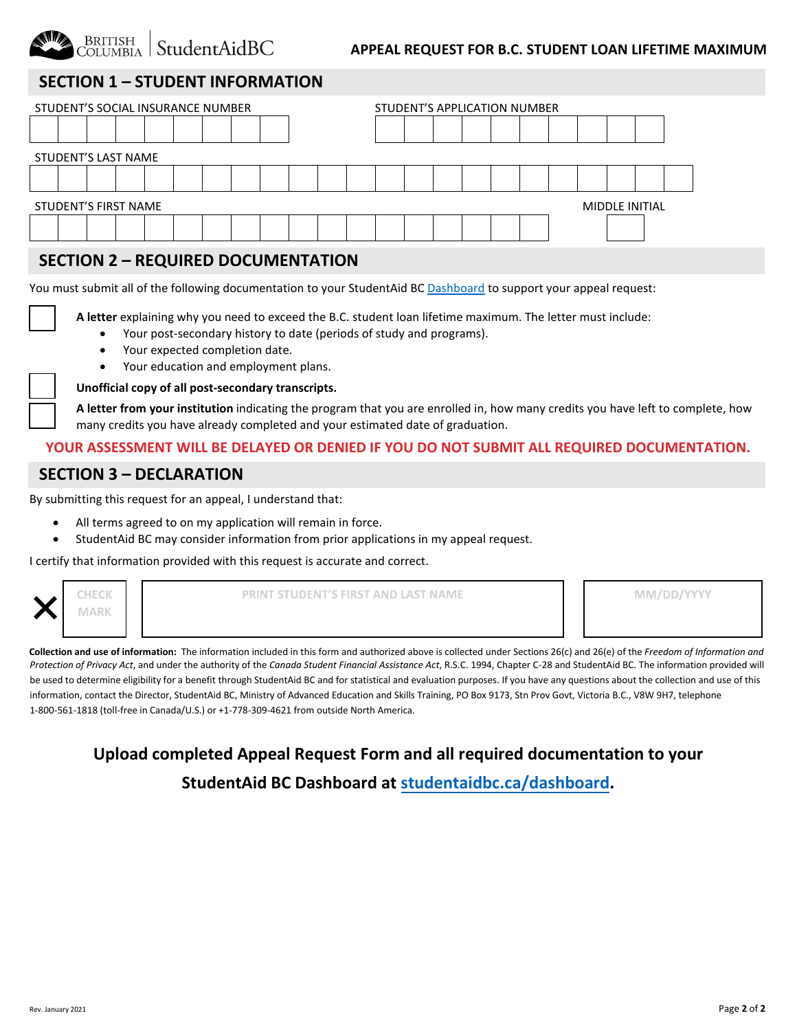APPEAL REQUEST FOR B.C. STUDENT LOAN LIFETIME MAXIMUM

## SECTION 1 – STUDENT INFORMATION

STUDENT'S SOCIAL INSURANCE NUMBER

STUDENT'S APPLICATION NUMBER

STUDENT'S LAST NAME

STUDENT'S FIRST NAME

MIDDLE INITIAL

## SECTION 2 – REQUIRED DOCUMENTATION

You must submit all of the following documentation to your StudentAid BC Dashboard to support your appeal request:

- ☐ **A letter** explaining why you need to exceed the B.C. student loan lifetime maximum. The letter must include:
  - Your post-secondary history to date (periods of study and programs).
  - Your expected completion date.
  - Your education and employment plans.
- ☐ **Unofficial copy of all post-secondary transcripts.**
- ☐ **A letter from your institution** indicating the program that you are enrolled in, how many credits you have left to complete, how many credits you have already completed and your estimated date of graduation.

**YOUR ASSESSMENT WILL BE DELAYED OR DENIED IF YOU DO NOT SUBMIT ALL REQUIRED DOCUMENTATION.**

## SECTION 3 – DECLARATION

By submitting this request for an appeal, I understand that:

- All terms agreed to on my application will remain in force.
- StudentAid BC may consider information from prior applications in my appeal request.

I certify that information provided with this request is accurate and correct.

X CHECK MARK | PRINT STUDENT'S FIRST AND LAST NAME | MM/DD/YYYY

**Collection and use of information:** The information included in this form and authorized above is collected under Sections 26(c) and 26(e) of the *Freedom of Information and Protection of Privacy Act*, and under the authority of the *Canada Student Financial Assistance Act*, R.S.C. 1994, Chapter C-28 and StudentAid BC. The information provided will be used to determine eligibility for a benefit through StudentAid BC and for statistical and evaluation purposes. If you have any questions about the collection and use of this information, contact the Director, StudentAid BC, Ministry of Advanced Education and Skills Training, PO Box 9173, Stn Prov Govt, Victoria B.C., V8W 9H7, telephone 1-800-561-1818 (toll-free in Canada/U.S.) or +1-778-309-4621 from outside North America.

**Upload completed Appeal Request Form and all required documentation to your StudentAid BC Dashboard at studentaidbc.ca/dashboard.**

Rev. January 2021